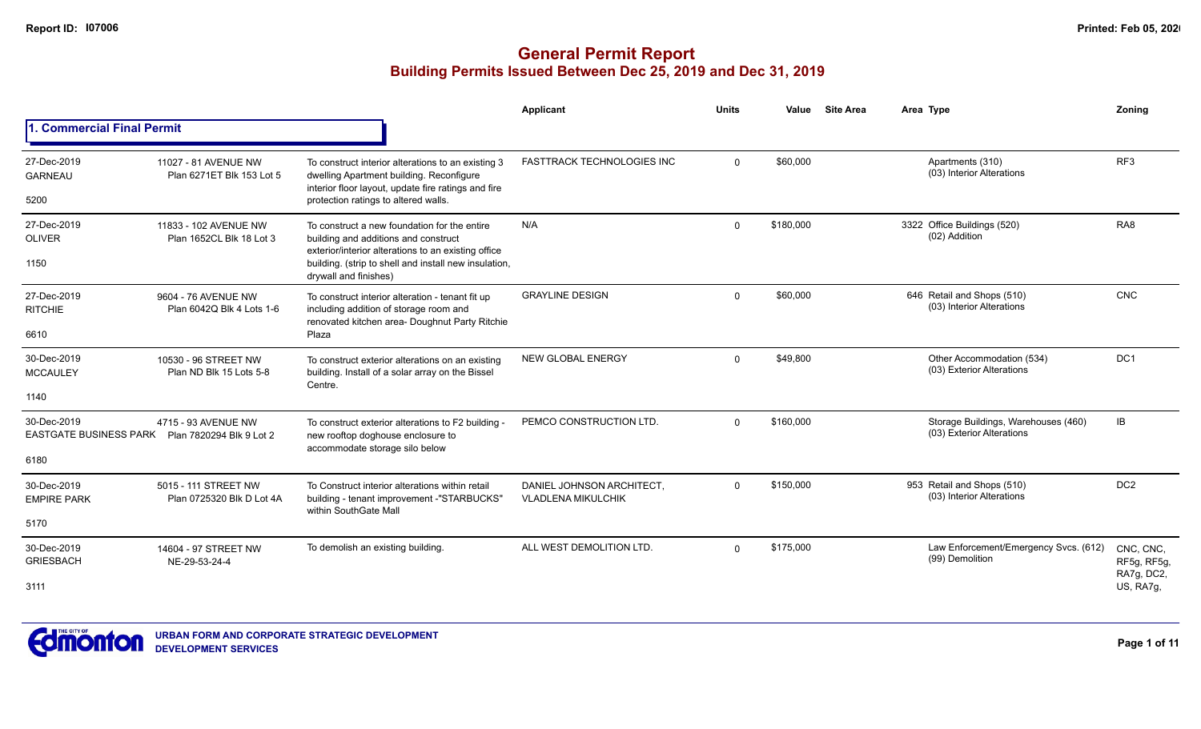# General Permit Report
## Building Permits Issued Between Dec 25, 2019 and Dec 31, 2019

### 1. Commercial Final Permit

| Date / Neighbourhood | Address / Legal | Description | Applicant | Units | Value | Site Area | Area | Type | Zoning |
|---|---|---|---|---|---|---|---|---|---|
| 27-Dec-2019 GARNEAU 5200 | 11027 - 81 AVENUE NW Plan 6271ET Blk 153 Lot 5 | To construct interior alterations to an existing 3 dwelling Apartment building. Reconfigure interior floor layout, update fire ratings and fire protection ratings to altered walls. | FASTTRACK TECHNOLOGIES INC | 0 | $60,000 | | | Apartments (310) (03) Interior Alterations | RF3 |
| 27-Dec-2019 OLIVER 1150 | 11833 - 102 AVENUE NW Plan 1652CL Blk 18 Lot 3 | To construct a new foundation for the entire building and additions and construct exterior/interior alterations to an existing office building. (strip to shell and install new insulation, drywall and finishes) | N/A | 0 | $180,000 | | 3322 | Office Buildings (520) (02) Addition | RA8 |
| 27-Dec-2019 RITCHIE 6610 | 9604 - 76 AVENUE NW Plan 6042Q Blk 4 Lots 1-6 | To construct interior alteration - tenant fit up including addition of storage room and renovated kitchen area- Doughnut Party Ritchie Plaza | GRAYLINE DESIGN | 0 | $60,000 | | 646 | Retail and Shops (510) (03) Interior Alterations | CNC |
| 30-Dec-2019 MCCAULEY 1140 | 10530 - 96 STREET NW Plan ND Blk 15 Lots 5-8 | To construct exterior alterations on an existing building. Install of a solar array on the Bissel Centre. | NEW GLOBAL ENERGY | 0 | $49,800 | | | Other Accommodation (534) (03) Exterior Alterations | DC1 |
| 30-Dec-2019 EASTGATE BUSINESS PARK 6180 | 4715 - 93 AVENUE NW Plan 7820294 Blk 9 Lot 2 | To construct exterior alterations to F2 building - new rooftop doghouse enclosure to accommodate storage silo below | PEMCO CONSTRUCTION LTD. | 0 | $160,000 | | | Storage Buildings, Warehouses (460) (03) Exterior Alterations | IB |
| 30-Dec-2019 EMPIRE PARK 5170 | 5015 - 111 STREET NW Plan 0725320 Blk D Lot 4A | To Construct interior alterations within retail building - tenant improvement -"STARBUCKS" within SouthGate Mall | DANIEL JOHNSON ARCHITECT, VLADLENA MIKULCHIK | 0 | $150,000 | | 953 | Retail and Shops (510) (03) Interior Alterations | DC2 |
| 30-Dec-2019 GRIESBACH 3111 | 14604 - 97 STREET NW NE-29-53-24-4 | To demolish an existing building. | ALL WEST DEMOLITION LTD. | 0 | $175,000 | | | Law Enforcement/Emergency Svcs. (612) (99) Demolition | CNC, CNC, RF5g, RF5g, RA7g, DC2, US, RA7g, |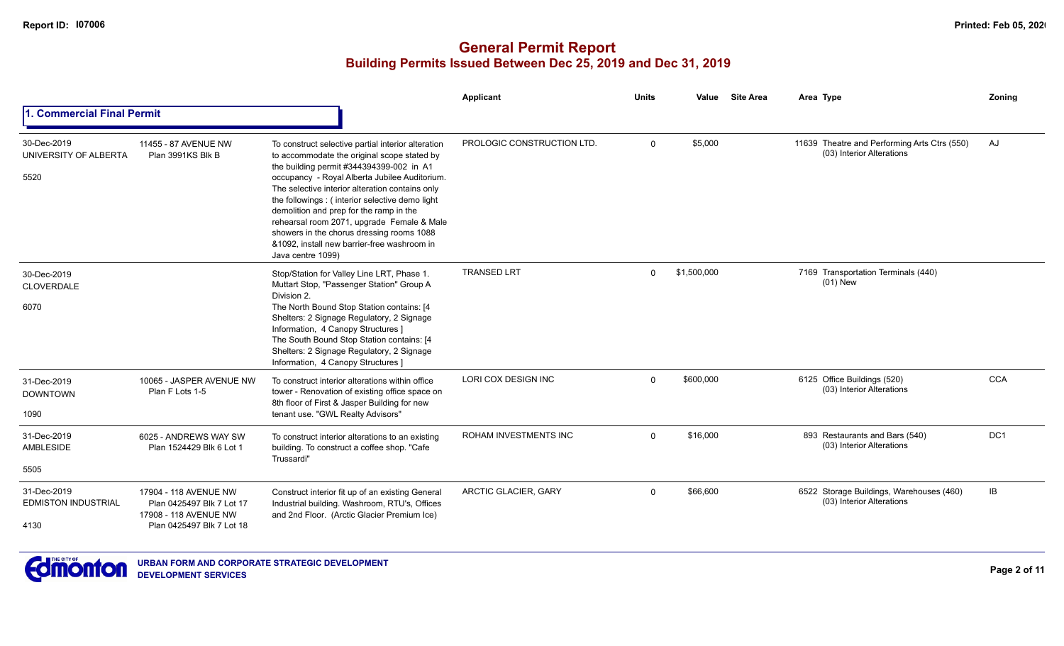# General Permit Report

## Building Permits Issued Between Dec 25, 2019 and Dec 31, 2019

### 1. Commercial Final Permit

| Date / Neighbourhood | Address / Legal | Description | Applicant | Units | Value | Site Area | Area Type | Zoning |
|---|---|---|---|---|---|---|---|---|
| 30-Dec-2019 UNIVERSITY OF ALBERTA 5520 | 11455 - 87 AVENUE NW Plan 3991KS Blk B | To construct selective partial interior alteration to accommodate the original scope stated by the building permit #344394399-002 in A1 occupancy - Royal Alberta Jubilee Auditorium. The selective interior alteration contains only the followings : ( interior selective demo light demolition and prep for the ramp in the rehearsal room 2071, upgrade Female & Male showers in the chorus dressing rooms 1088 &1092, install new barrier-free washroom in Java centre 1099) | PROLOGIC CONSTRUCTION LTD. | 0 | $5,000 | | 11639 Theatre and Performing Arts Ctrs (550) (03) Interior Alterations | AJ |
| 30-Dec-2019 CLOVERDALE 6070 | | Stop/Station for Valley Line LRT, Phase 1. Muttart Stop, "Passenger Station" Group A Division 2. The North Bound Stop Station contains: [4 Shelters: 2 Signage Regulatory, 2 Signage Information, 4 Canopy Structures ] The South Bound Stop Station contains: [4 Shelters: 2 Signage Regulatory, 2 Signage Information, 4 Canopy Structures ] | TRANSED LRT | 0 | $1,500,000 | | 7169 Transportation Terminals (440) (01) New | |
| 31-Dec-2019 DOWNTOWN 1090 | 10065 - JASPER AVENUE NW Plan F Lots 1-5 | To construct interior alterations within office tower - Renovation of existing office space on 8th floor of First & Jasper Building for new tenant use. "GWL Realty Advisors" | LORI COX DESIGN INC | 0 | $600,000 | | 6125 Office Buildings (520) (03) Interior Alterations | CCA |
| 31-Dec-2019 AMBLESIDE 5505 | 6025 - ANDREWS WAY SW Plan 1524629 Blk 6 Lot 1 | To construct interior alterations to an existing building. To construct a coffee shop. "Cafe Trussardi" | ROHAM INVESTMENTS INC | 0 | $16,000 | | 893 Restaurants and Bars (540) (03) Interior Alterations | DC1 |
| 31-Dec-2019 EDMISTON INDUSTRIAL 4130 | 17904 - 118 AVENUE NW Plan 0425497 Blk 7 Lot 17 17908 - 118 AVENUE NW Plan 0425497 Blk 7 Lot 18 | Construct interior fit up of an existing General Industrial building. Washroom, RTU's, Offices and 2nd Floor. (Arctic Glacier Premium Ice) | ARCTIC GLACIER, GARY | 0 | $66,600 | | 6522 Storage Buildings, Warehouses (460) (03) Interior Alterations | IB |

URBAN FORM AND CORPORATE STRATEGIC DEVELOPMENT
DEVELOPMENT SERVICES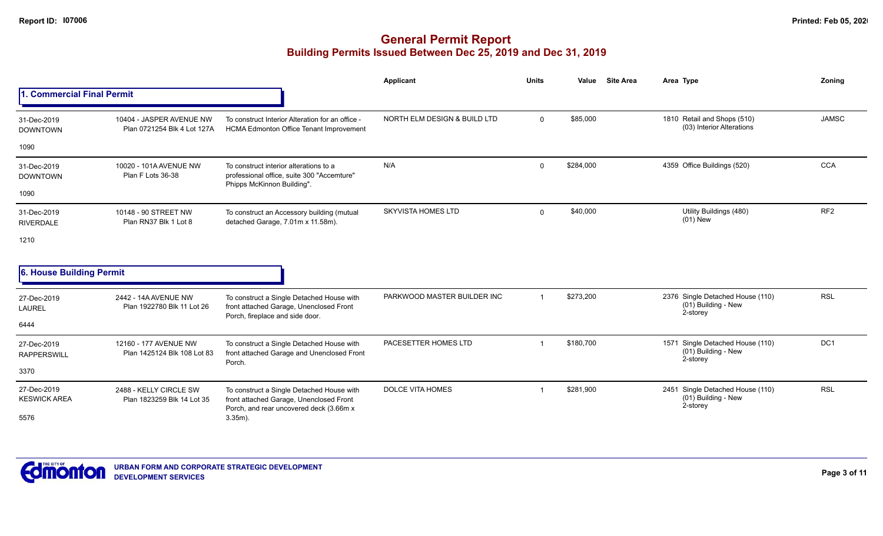# General Permit Report

## Building Permits Issued Between Dec 25, 2019 and Dec 31, 2019

### 1. Commercial Final Permit

| Date / Neighbourhood | Address / Legal | Description | Applicant | Units | Value | Site Area | Area | Type | Zoning |
|---|---|---|---|---|---|---|---|---|---|
| 31-Dec-2019 DOWNTOWN 1090 | 10404 - JASPER AVENUE NW Plan 0721254 Blk 4 Lot 127A | To construct Interior Alteration for an office - HCMA Edmonton Office Tenant Improvement | NORTH ELM DESIGN & BUILD LTD | 0 | $85,000 | | 1810 | Retail and Shops (510) (03) Interior Alterations | JAMSC |
| 31-Dec-2019 DOWNTOWN 1090 | 10020 - 101A AVENUE NW Plan F Lots 36-38 | To construct interior alterations to a professional office, suite 300 "Accemture" Phipps McKinnon Building". | N/A | 0 | $284,000 | | 4359 | Office Buildings (520) | CCA |
| 31-Dec-2019 RIVERDALE 1210 | 10148 - 90 STREET NW Plan RN37 Blk 1 Lot 8 | To construct an Accessory building (mutual detached Garage, 7.01m x 11.58m). | SKYVISTA HOMES LTD | 0 | $40,000 | | | Utility Buildings (480) (01) New | RF2 |

### 6. House Building Permit

| Date / Neighbourhood | Address / Legal | Description | Applicant | Units | Value | Site Area | Area | Type | Zoning |
|---|---|---|---|---|---|---|---|---|---|
| 27-Dec-2019 LAUREL 6444 | 2442 - 14A AVENUE NW Plan 1922780 Blk 11 Lot 26 | To construct a Single Detached House with front attached Garage, Unenclosed Front Porch, fireplace and side door. | PARKWOOD MASTER BUILDER INC | 1 | $273,200 | | 2376 | Single Detached House (110) (01) Building - New 2-storey | RSL |
| 27-Dec-2019 RAPPERSWILL 3370 | 12160 - 177 AVENUE NW Plan 1425124 Blk 108 Lot 83 | To construct a Single Detached House with front attached Garage and Unenclosed Front Porch. | PACESETTER HOMES LTD | 1 | $180,700 | | 1571 | Single Detached House (110) (01) Building - New 2-storey | DC1 |
| 27-Dec-2019 KESWICK AREA 5576 | 2488 - KELLY CIRCLE SW Plan 1823259 Blk 14 Lot 35 | To construct a Single Detached House with front attached Garage, Unenclosed Front Porch, and rear uncovered deck (3.66m x 3.35m). | DOLCE VITA HOMES | 1 | $281,900 | | 2451 | Single Detached House (110) (01) Building - New 2-storey | RSL |

URBAN FORM AND CORPORATE STRATEGIC DEVELOPMENT
DEVELOPMENT SERVICES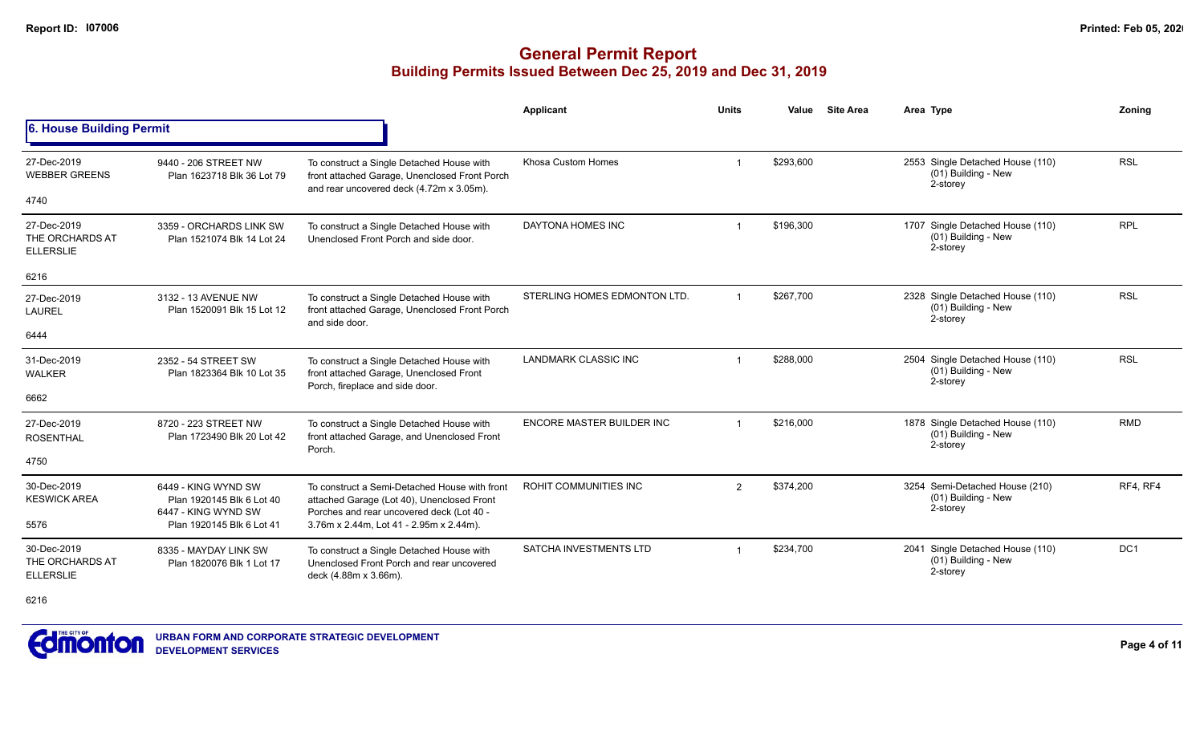# General Permit Report
## Building Permits Issued Between Dec 25, 2019 and Dec 31, 2019

### 6. House Building Permit

| Date / Neighbourhood | Address / Legal | Description | Applicant | Units | Value | Site Area | Area | Type | Zoning |
|---|---|---|---|---|---|---|---|---|---|
| 27-Dec-2019<br>WEBBER GREENS<br>4740 | 9440 - 206 STREET NW<br>Plan 1623718 Blk 36 Lot 79 | To construct a Single Detached House with front attached Garage, Unenclosed Front Porch and rear uncovered deck (4.72m x 3.05m). | Khosa Custom Homes | 1 | $293,600 | | 2553 | Single Detached House (110)<br>(01) Building - New<br>2-storey | RSL |
| 27-Dec-2019<br>THE ORCHARDS AT ELLERSLIE<br>6216 | 3359 - ORCHARDS LINK SW<br>Plan 1521074 Blk 14 Lot 24 | To construct a Single Detached House with Unenclosed Front Porch and side door. | DAYTONA HOMES INC | 1 | $196,300 | | 1707 | Single Detached House (110)<br>(01) Building - New<br>2-storey | RPL |
| 27-Dec-2019<br>LAUREL<br>6444 | 3132 - 13 AVENUE NW<br>Plan 1520091 Blk 15 Lot 12 | To construct a Single Detached House with front attached Garage, Unenclosed Front Porch and side door. | STERLING HOMES EDMONTON LTD. | 1 | $267,700 | | 2328 | Single Detached House (110)<br>(01) Building - New<br>2-storey | RSL |
| 31-Dec-2019<br>WALKER<br>6662 | 2352 - 54 STREET SW<br>Plan 1823364 Blk 10 Lot 35 | To construct a Single Detached House with front attached Garage, Unenclosed Front Porch, fireplace and side door. | LANDMARK CLASSIC INC | 1 | $288,000 | | 2504 | Single Detached House (110)<br>(01) Building - New<br>2-storey | RSL |
| 27-Dec-2019<br>ROSENTHAL<br>4750 | 8720 - 223 STREET NW<br>Plan 1723490 Blk 20 Lot 42 | To construct a Single Detached House with front attached Garage, and Unenclosed Front Porch. | ENCORE MASTER BUILDER INC | 1 | $216,000 | | 1878 | Single Detached House (110)<br>(01) Building - New<br>2-storey | RMD |
| 30-Dec-2019<br>KESWICK AREA<br>5576 | 6449 - KING WYND SW<br>Plan 1920145 Blk 6 Lot 40<br>6447 - KING WYND SW<br>Plan 1920145 Blk 6 Lot 41 | To construct a Semi-Detached House with front attached Garage (Lot 40), Unenclosed Front Porches and rear uncovered deck (Lot 40 - 3.76m x 2.44m, Lot 41 - 2.95m x 2.44m). | ROHIT COMMUNITIES INC | 2 | $374,200 | | 3254 | Semi-Detached House (210)<br>(01) Building - New<br>2-storey | RF4, RF4 |
| 30-Dec-2019<br>THE ORCHARDS AT ELLERSLIE<br>6216 | 8335 - MAYDAY LINK SW<br>Plan 1820076 Blk 1 Lot 17 | To construct a Single Detached House with Unenclosed Front Porch and rear uncovered deck (4.88m x 3.66m). | SATCHA INVESTMENTS LTD | 1 | $234,700 | | 2041 | Single Detached House (110)<br>(01) Building - New<br>2-storey | DC1 |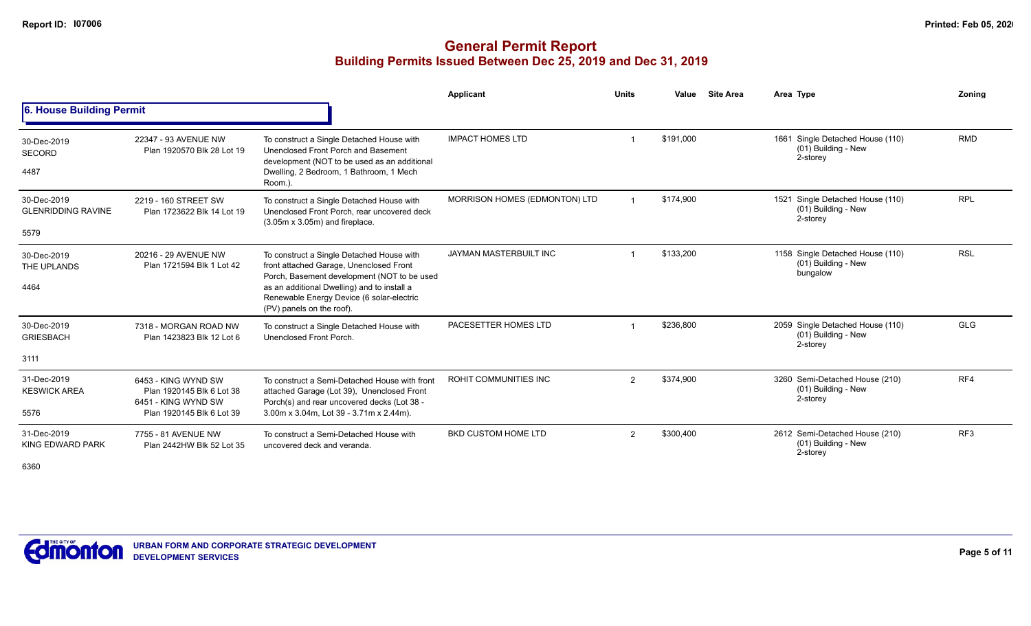# General Permit Report

## Building Permits Issued Between Dec 25, 2019 and Dec 31, 2019

### 6. House Building Permit

| Date / Neighbourhood | Address / Legal | Description | Applicant | Units | Value | Site Area | Area | Type | Zoning |
|---|---|---|---|---|---|---|---|---|---|
| 30-Dec-2019<br>SECORD<br>4487 | 22347 - 93 AVENUE NW<br>Plan 1920570 Blk 28 Lot 19 | To construct a Single Detached House with Unenclosed Front Porch and Basement development (NOT to be used as an additional Dwelling, 2 Bedroom, 1 Bathroom, 1 Mech Room.). | IMPACT HOMES LTD | 1 | $191,000 | | 1661 | Single Detached House (110)<br>(01) Building - New<br>2-storey | RMD |
| 30-Dec-2019<br>GLENRIDDING RAVINE<br>5579 | 2219 - 160 STREET SW<br>Plan 1723622 Blk 14 Lot 19 | To construct a Single Detached House with Unenclosed Front Porch, rear uncovered deck (3.05m x 3.05m) and fireplace. | MORRISON HOMES (EDMONTON) LTD | 1 | $174,900 | | 1521 | Single Detached House (110)<br>(01) Building - New<br>2-storey | RPL |
| 30-Dec-2019<br>THE UPLANDS<br>4464 | 20216 - 29 AVENUE NW<br>Plan 1721594 Blk 1 Lot 42 | To construct a Single Detached House with front attached Garage, Unenclosed Front Porch, Basement development (NOT to be used as an additional Dwelling) and to install a Renewable Energy Device (6 solar-electric (PV) panels on the roof). | JAYMAN MASTERBUILT INC | 1 | $133,200 | | 1158 | Single Detached House (110)<br>(01) Building - New<br>bungalow | RSL |
| 30-Dec-2019<br>GRIESBACH<br>3111 | 7318 - MORGAN ROAD NW<br>Plan 1423823 Blk 12 Lot 6 | To construct a Single Detached House with Unenclosed Front Porch. | PACESETTER HOMES LTD | 1 | $236,800 | | 2059 | Single Detached House (110)<br>(01) Building - New<br>2-storey | GLG |
| 31-Dec-2019<br>KESWICK AREA<br>5576 | 6453 - KING WYND SW<br>Plan 1920145 Blk 6 Lot 38<br>6451 - KING WYND SW<br>Plan 1920145 Blk 6 Lot 39 | To construct a Semi-Detached House with front attached Garage (Lot 39), Unenclosed Front Porch(s) and rear uncovered decks (Lot 38 - 3.00m x 3.04m, Lot 39 - 3.71m x 2.44m). | ROHIT COMMUNITIES INC | 2 | $374,900 | | 3260 | Semi-Detached House (210)<br>(01) Building - New<br>2-storey | RF4 |
| 31-Dec-2019<br>KING EDWARD PARK<br>6360 | 7755 - 81 AVENUE NW<br>Plan 2442HW Blk 52 Lot 35 | To construct a Semi-Detached House with uncovered deck and veranda. | BKD CUSTOM HOME LTD | 2 | $300,400 | | 2612 | Semi-Detached House (210)<br>(01) Building - New<br>2-storey | RF3 |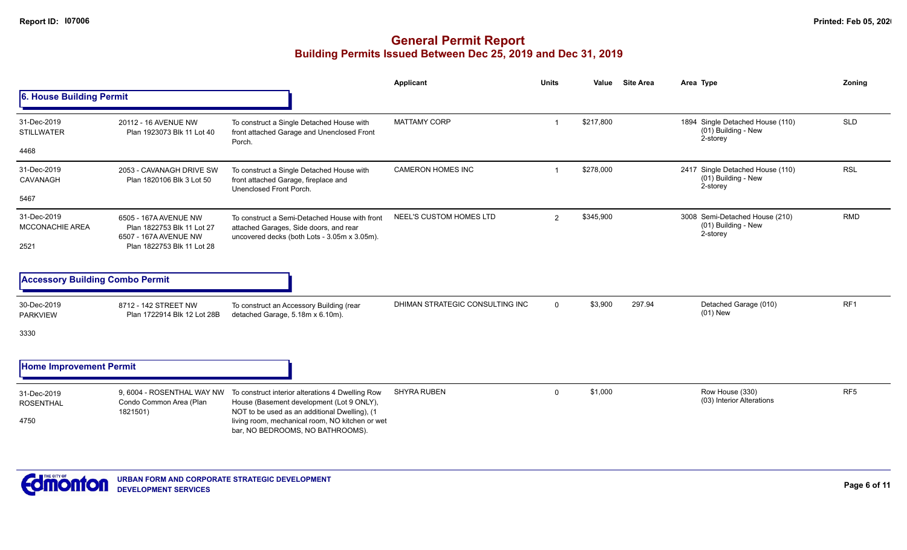# General Permit Report

## Building Permits Issued Between Dec 25, 2019 and Dec 31, 2019

### 6. House Building Permit

| Date / Neighbourhood | Address / Legal | Description | Applicant | Units | Value | Site Area | Area | Type | Zoning |
|---|---|---|---|---|---|---|---|---|---|
| 31-Dec-2019 STILLWATER 4468 | 20112 - 16 AVENUE NW Plan 1923073 Blk 11 Lot 40 | To construct a Single Detached House with front attached Garage and Unenclosed Front Porch. | MATTAMY CORP | 1 | $217,800 | | 1894 | Single Detached House (110) (01) Building - New 2-storey | SLD |
| 31-Dec-2019 CAVANAGH 5467 | 2053 - CAVANAGH DRIVE SW Plan 1820106 Blk 3 Lot 50 | To construct a Single Detached House with front attached Garage, fireplace and Unenclosed Front Porch. | CAMERON HOMES INC | 1 | $278,000 | | 2417 | Single Detached House (110) (01) Building - New 2-storey | RSL |
| 31-Dec-2019 MCCONACHIE AREA 2521 | 6505 - 167A AVENUE NW Plan 1822753 Blk 11 Lot 27 6507 - 167A AVENUE NW Plan 1822753 Blk 11 Lot 28 | To construct a Semi-Detached House with front attached Garages, Side doors, and rear uncovered decks (both Lots - 3.05m x 3.05m). | NEEL'S CUSTOM HOMES LTD | 2 | $345,900 | | 3008 | Semi-Detached House (210) (01) Building - New 2-storey | RMD |

### Accessory Building Combo Permit

| Date / Neighbourhood | Address / Legal | Description | Applicant | Units | Value | Site Area | Area | Type | Zoning |
|---|---|---|---|---|---|---|---|---|---|
| 30-Dec-2019 PARKVIEW 3330 | 8712 - 142 STREET NW Plan 1722914 Blk 12 Lot 28B | To construct an Accessory Building (rear detached Garage, 5.18m x 6.10m). | DHIMAN STRATEGIC CONSULTING INC | 0 | $3,900 | 297.94 | | Detached Garage (010) (01) New | RF1 |

### Home Improvement Permit

| Date / Neighbourhood | Address / Legal | Description | Applicant | Units | Value | Site Area | Area | Type | Zoning |
|---|---|---|---|---|---|---|---|---|---|
| 31-Dec-2019 ROSENTHAL 4750 | 9, 6004 - ROSENTHAL WAY NW Condo Common Area (Plan 1821501) | To construct interior alterations 4 Dwelling Row House (Basement development (Lot 9 ONLY), NOT to be used as an additional Dwelling), (1 living room, mechanical room, NO kitchen or wet bar, NO BEDROOMS, NO BATHROOMS). | SHYRA RUBEN | 0 | $1,000 | | | Row House (330) (03) Interior Alterations | RF5 |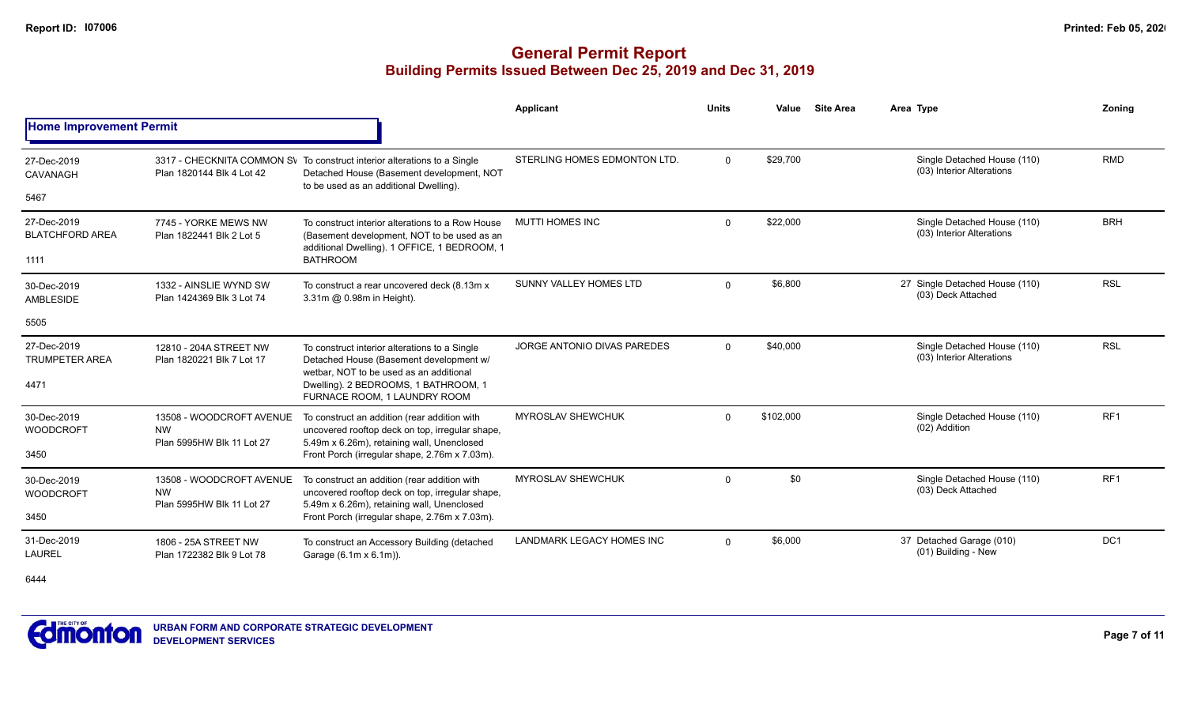# General Permit Report

## Building Permits Issued Between Dec 25, 2019 and Dec 31, 2019

**Home Improvement Permit**

| | | | Applicant | Units | Value | Site Area | Area Type | Zoning |
|---|---|---|---|---|---|---|---|---|
| 27-Dec-2019 CAVANAGH 5467 | 3317 - CHECKNITA COMMON SW Plan 1820144 Blk 4 Lot 42 | To construct interior alterations to a Single Detached House (Basement development, NOT to be used as an additional Dwelling). | STERLING HOMES EDMONTON LTD. | 0 | $29,700 | | Single Detached House (110) (03) Interior Alterations | RMD |
| 27-Dec-2019 BLATCHFORD AREA 1111 | 7745 - YORKE MEWS NW Plan 1822441 Blk 2 Lot 5 | To construct interior alterations to a Row House (Basement development, NOT to be used as an additional Dwelling). 1 OFFICE, 1 BEDROOM, 1 BATHROOM | MUTTI HOMES INC | 0 | $22,000 | | Single Detached House (110) (03) Interior Alterations | BRH |
| 30-Dec-2019 AMBLESIDE 5505 | 1332 - AINSLIE WYND SW Plan 1424369 Blk 3 Lot 74 | To construct a rear uncovered deck (8.13m x 3.31m @ 0.98m in Height). | SUNNY VALLEY HOMES LTD | 0 | $6,800 | | 27 Single Detached House (110) (03) Deck Attached | RSL |
| 27-Dec-2019 TRUMPETER AREA 4471 | 12810 - 204A STREET NW Plan 1820221 Blk 7 Lot 17 | To construct interior alterations to a Single Detached House (Basement development w/ wetbar, NOT to be used as an additional Dwelling). 2 BEDROOMS, 1 BATHROOM, 1 FURNACE ROOM, 1 LAUNDRY ROOM | JORGE ANTONIO DIVAS PAREDES | 0 | $40,000 | | Single Detached House (110) (03) Interior Alterations | RSL |
| 30-Dec-2019 WOODCROFT 3450 | 13508 - WOODCROFT AVENUE NW Plan 5995HW Blk 11 Lot 27 | To construct an addition (rear addition with uncovered rooftop deck on top, irregular shape, 5.49m x 6.26m), retaining wall, Unenclosed Front Porch (irregular shape, 2.76m x 7.03m). | MYROSLAV SHEWCHUK | 0 | $102,000 | | Single Detached House (110) (02) Addition | RF1 |
| 30-Dec-2019 WOODCROFT 3450 | 13508 - WOODCROFT AVENUE NW Plan 5995HW Blk 11 Lot 27 | To construct an addition (rear addition with uncovered rooftop deck on top, irregular shape, 5.49m x 6.26m), retaining wall, Unenclosed Front Porch (irregular shape, 2.76m x 7.03m). | MYROSLAV SHEWCHUK | 0 | $0 | | Single Detached House (110) (03) Deck Attached | RF1 |
| 31-Dec-2019 LAUREL 6444 | 1806 - 25A STREET NW Plan 1722382 Blk 9 Lot 78 | To construct an Accessory Building (detached Garage (6.1m x 6.1m)). | LANDMARK LEGACY HOMES INC | 0 | $6,000 | | 37 Detached Garage (010) (01) Building - New | DC1 |

URBAN FORM AND CORPORATE STRATEGIC DEVELOPMENT
DEVELOPMENT SERVICES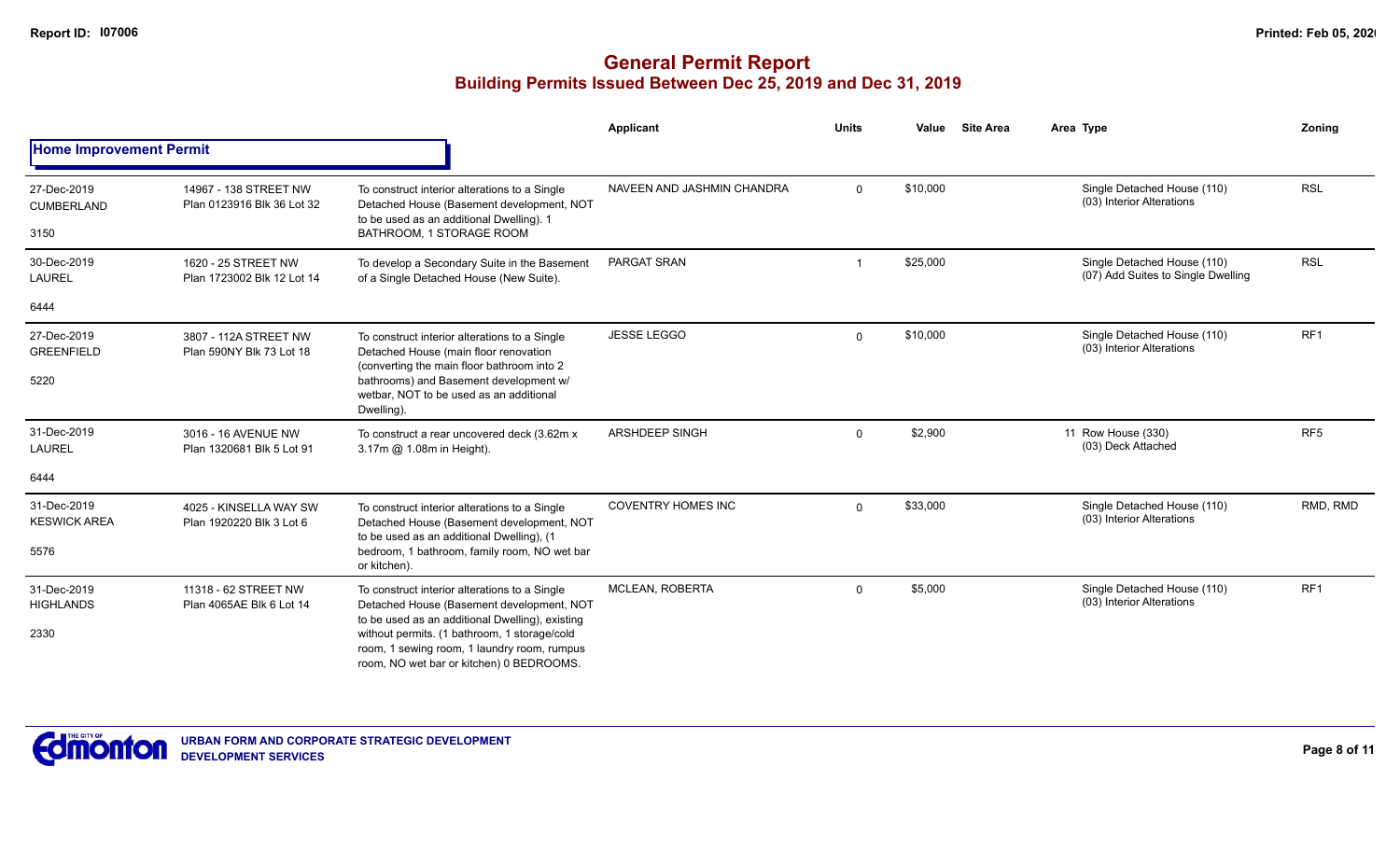# General Permit Report
## Building Permits Issued Between Dec 25, 2019 and Dec 31, 2019

| | | | Applicant | Units | Value | Site Area | Area Type | Zoning |
|---|---|---|---|---|---|---|---|---|
| **Home Improvement Permit** | | | | | | | | |
| 27-Dec-2019<br>CUMBERLAND<br>3150 | 14967 - 138 STREET NW<br>Plan 0123916 Blk 36 Lot 32 | To construct interior alterations to a Single Detached House (Basement development, NOT to be used as an additional Dwelling). 1 BATHROOM, 1 STORAGE ROOM | NAVEEN AND JASHMIN CHANDRA | 0 | $10,000 | | Single Detached House (110)<br>(03) Interior Alterations | RSL |
| 30-Dec-2019<br>LAUREL<br>6444 | 1620 - 25 STREET NW<br>Plan 1723002 Blk 12 Lot 14 | To develop a Secondary Suite in the Basement of a Single Detached House (New Suite). | PARGAT SRAN | 1 | $25,000 | | Single Detached House (110)<br>(07) Add Suites to Single Dwelling | RSL |
| 27-Dec-2019<br>GREENFIELD<br>5220 | 3807 - 112A STREET NW<br>Plan 590NY Blk 73 Lot 18 | To construct interior alterations to a Single Detached House (main floor renovation (converting the main floor bathroom into 2 bathrooms) and Basement development w/ wetbar, NOT to be used as an additional Dwelling). | JESSE LEGGO | 0 | $10,000 | | Single Detached House (110)<br>(03) Interior Alterations | RF1 |
| 31-Dec-2019<br>LAUREL<br>6444 | 3016 - 16 AVENUE NW<br>Plan 1320681 Blk 5 Lot 91 | To construct a rear uncovered deck (3.62m x 3.17m @ 1.08m in Height). | ARSHDEEP SINGH | 0 | $2,900 | | 11 Row House (330)<br>(03) Deck Attached | RF5 |
| 31-Dec-2019<br>KESWICK AREA<br>5576 | 4025 - KINSELLA WAY SW<br>Plan 1920220 Blk 3 Lot 6 | To construct interior alterations to a Single Detached House (Basement development, NOT to be used as an additional Dwelling), (1 bedroom, 1 bathroom, family room, NO wet bar or kitchen). | COVENTRY HOMES INC | 0 | $33,000 | | Single Detached House (110)<br>(03) Interior Alterations | RMD, RMD |
| 31-Dec-2019<br>HIGHLANDS<br>2330 | 11318 - 62 STREET NW<br>Plan 4065AE Blk 6 Lot 14 | To construct interior alterations to a Single Detached House (Basement development, NOT to be used as an additional Dwelling), existing without permits. (1 bathroom, 1 storage/cold room, 1 sewing room, 1 laundry room, rumpus room, NO wet bar or kitchen) 0 BEDROOMS. | MCLEAN, ROBERTA | 0 | $5,000 | | Single Detached House (110)<br>(03) Interior Alterations | RF1 |

URBAN FORM AND CORPORATE STRATEGIC DEVELOPMENT
DEVELOPMENT SERVICES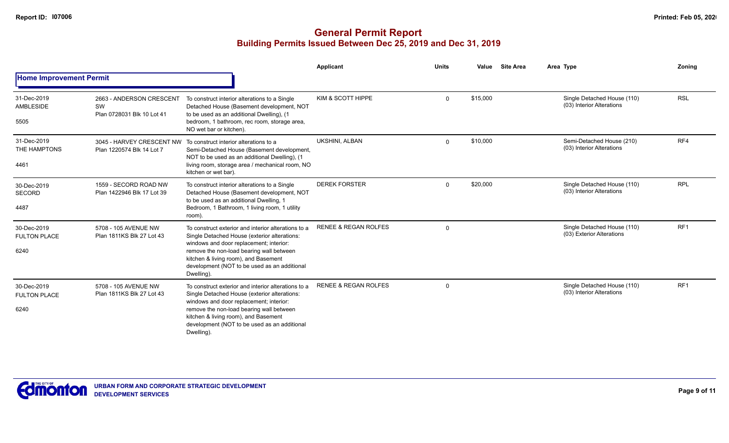# General Permit Report

## Building Permits Issued Between Dec 25, 2019 and Dec 31, 2019

### Home Improvement Permit

| Date / Neighbourhood | Address | Description | Applicant | Units | Value | Site Area | Area Type | Zoning |
|---|---|---|---|---|---|---|---|---|
| 31-Dec-2019 AMBLESIDE 5505 | 2663 - ANDERSON CRESCENT SW Plan 0728031 Blk 10 Lot 41 | To construct interior alterations to a Single Detached House (Basement development, NOT to be used as an additional Dwelling), (1 bedroom, 1 bathroom, rec room, storage area, NO wet bar or kitchen). | KIM & SCOTT HIPPE | 0 | $15,000 | | Single Detached House (110) (03) Interior Alterations | RSL |
| 31-Dec-2019 THE HAMPTONS 4461 | 3045 - HARVEY CRESCENT NW Plan 1220574 Blk 14 Lot 7 | To construct interior alterations to a Semi-Detached House (Basement development, NOT to be used as an additional Dwelling), (1 living room, storage area / mechanical room, NO kitchen or wet bar). | UKSHINI, ALBAN | 0 | $10,000 | | Semi-Detached House (210) (03) Interior Alterations | RF4 |
| 30-Dec-2019 SECORD 4487 | 1559 - SECORD ROAD NW Plan 1422946 Blk 17 Lot 39 | To construct interior alterations to a Single Detached House (Basement development, NOT to be used as an additional Dwelling, 1 Bedroom, 1 Bathroom, 1 living room, 1 utility room). | DEREK FORSTER | 0 | $20,000 | | Single Detached House (110) (03) Interior Alterations | RPL |
| 30-Dec-2019 FULTON PLACE 6240 | 5708 - 105 AVENUE NW Plan 1811KS Blk 27 Lot 43 | To construct exterior and interior alterations to a Single Detached House (exterior alterations: windows and door replacement; interior: remove the non-load bearing wall between kitchen & living room), and Basement development (NOT to be used as an additional Dwelling). | RENEE & REGAN ROLFES | 0 | | | Single Detached House (110) (03) Exterior Alterations | RF1 |
| 30-Dec-2019 FULTON PLACE 6240 | 5708 - 105 AVENUE NW Plan 1811KS Blk 27 Lot 43 | To construct exterior and interior alterations to a Single Detached House (exterior alterations: windows and door replacement; interior: remove the non-load bearing wall between kitchen & living room), and Basement development (NOT to be used as an additional Dwelling). | RENEE & REGAN ROLFES | 0 | | | Single Detached House (110) (03) Interior Alterations | RF1 |

URBAN FORM AND CORPORATE STRATEGIC DEVELOPMENT
DEVELOPMENT SERVICES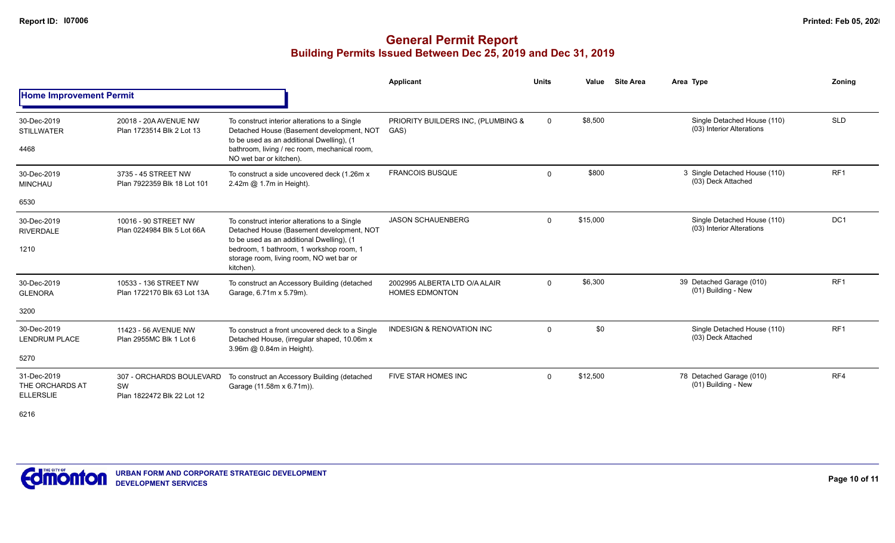# General Permit Report

## Building Permits Issued Between Dec 25, 2019 and Dec 31, 2019

### Home Improvement Permit

| Date / Neighbourhood | Address / Legal | Description | Applicant | Units | Value | Site Area | Area Type | Zoning |
|---|---|---|---|---|---|---|---|---|
| 30-Dec-2019 STILLWATER 4468 | 20018 - 20A AVENUE NW Plan 1723514 Blk 2 Lot 13 | To construct interior alterations to a Single Detached House (Basement development, NOT to be used as an additional Dwelling), (1 bathroom, living / rec room, mechanical room, NO wet bar or kitchen). | PRIORITY BUILDERS INC, (PLUMBING & GAS) | 0 | $8,500 | | Single Detached House (110) (03) Interior Alterations | SLD |
| 30-Dec-2019 MINCHAU 6530 | 3735 - 45 STREET NW Plan 7922359 Blk 18 Lot 101 | To construct a side uncovered deck (1.26m x 2.42m @ 1.7m in Height). | FRANCOIS BUSQUE | 0 | $800 | | 3 Single Detached House (110) (03) Deck Attached | RF1 |
| 30-Dec-2019 RIVERDALE 1210 | 10016 - 90 STREET NW Plan 0224984 Blk 5 Lot 66A | To construct interior alterations to a Single Detached House (Basement development, NOT to be used as an additional Dwelling), (1 bedroom, 1 bathroom, 1 workshop room, 1 storage room, living room, NO wet bar or kitchen). | JASON SCHAUENBERG | 0 | $15,000 | | Single Detached House (110) (03) Interior Alterations | DC1 |
| 30-Dec-2019 GLENORA 3200 | 10533 - 136 STREET NW Plan 1722170 Blk 63 Lot 13A | To construct an Accessory Building (detached Garage, 6.71m x 5.79m). | 2002995 ALBERTA LTD O/A ALAIR HOMES EDMONTON | 0 | $6,300 | | 39 Detached Garage (010) (01) Building - New | RF1 |
| 30-Dec-2019 LENDRUM PLACE 5270 | 11423 - 56 AVENUE NW Plan 2955MC Blk 1 Lot 6 | To construct a front uncovered deck to a Single Detached House, (irregular shaped, 10.06m x 3.96m @ 0.84m in Height). | INDESIGN & RENOVATION INC | 0 | $0 | | Single Detached House (110) (03) Deck Attached | RF1 |
| 31-Dec-2019 THE ORCHARDS AT ELLERSLIE 6216 | 307 - ORCHARDS BOULEVARD SW Plan 1822472 Blk 22 Lot 12 | To construct an Accessory Building (detached Garage (11.58m x 6.71m)). | FIVE STAR HOMES INC | 0 | $12,500 | | 78 Detached Garage (010) (01) Building - New | RF4 |

URBAN FORM AND CORPORATE STRATEGIC DEVELOPMENT
DEVELOPMENT SERVICES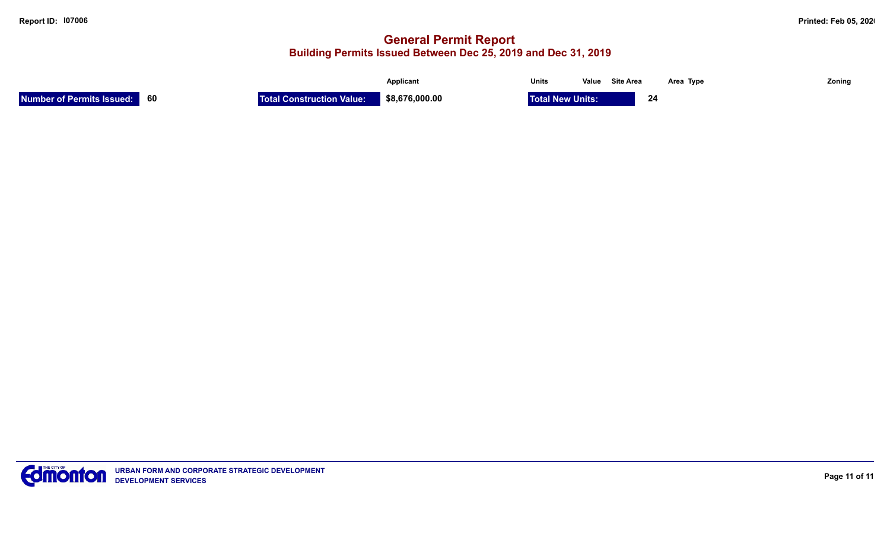# General Permit Report

## Building Permits Issued Between Dec 25, 2019 and Dec 31, 2019

| Applicant | Units | Value | Site Area | Area | Type | Zoning |
|---|---|---|---|---|---|---|

**Number of Permits Issued:** 60

**Total Construction Value:** $8,676,000.00

**Total New Units:** 24